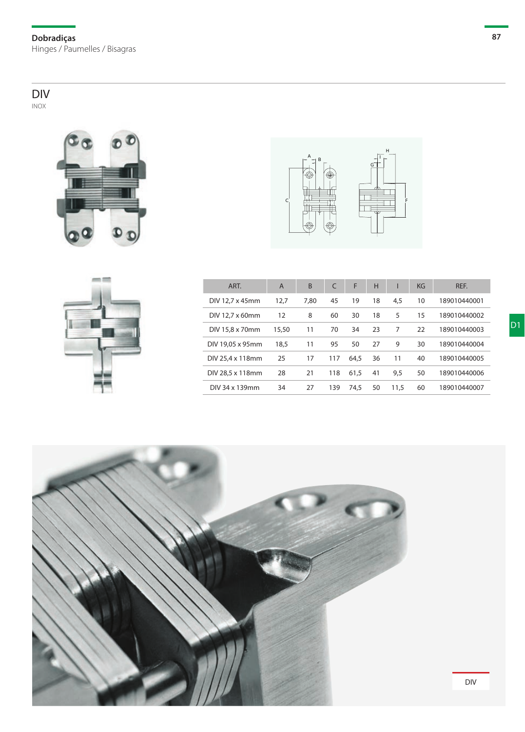# Dobradiças

Hinges / Paumelles / Bisagras

## DIV

INOX

| ART. | A | B | C | F | H | I | KG | REF. |
|---|---|---|---|---|---|---|---|---|
| DIV 12,7 x 45mm | 12,7 | 7,80 | 45 | 19 | 18 | 4,5 | 10 | 189010440001 |
| DIV 12,7 x 60mm | 12 | 8 | 60 | 30 | 18 | 5 | 15 | 189010440002 |
| DIV 15,8 x 70mm | 15,50 | 11 | 70 | 34 | 23 | 7 | 22 | 189010440003 |
| DIV 19,05 x 95mm | 18,5 | 11 | 95 | 50 | 27 | 9 | 30 | 189010440004 |
| DIV 25,4 x 118mm | 25 | 17 | 117 | 64,5 | 36 | 11 | 40 | 189010440005 |
| DIV 28,5 x 118mm | 28 | 21 | 118 | 61,5 | 41 | 9,5 | 50 | 189010440006 |
| DIV 34 x 139mm | 34 | 27 | 139 | 74,5 | 50 | 11,5 | 60 | 189010440007 |

DIV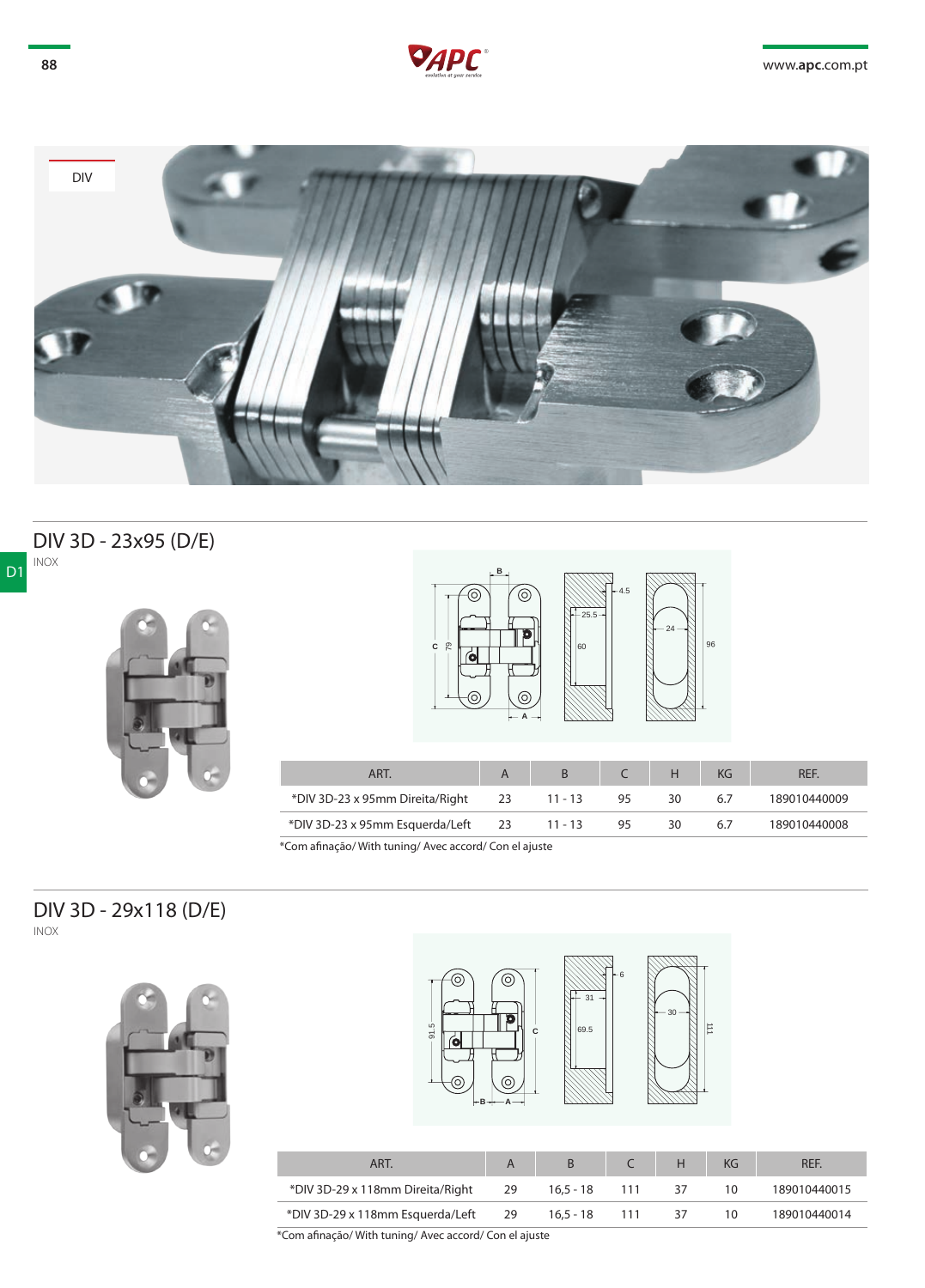DIV

## DIV 3D - 23x95 (D/E)

INOX

| ART. | A | B | C | H | KG | REF. |
|---|---|---|---|---|---|---|
| *DIV 3D-23 x 95mm Direita/Right | 23 | 11 - 13 | 95 | 30 | 6.7 | 189010440009 |
| *DIV 3D-23 x 95mm Esquerda/Left | 23 | 11 - 13 | 95 | 30 | 6.7 | 189010440008 |

*Com afinação/ With tuning/ Avec accord/ Con el ajuste

## DIV 3D - 29x118 (D/E)

INOX

| ART. | A | B | C | H | KG | REF. |
|---|---|---|---|---|---|---|
| *DIV 3D-29 x 118mm Direita/Right | 29 | 16,5 - 18 | 111 | 37 | 10 | 189010440015 |
| *DIV 3D-29 x 118mm Esquerda/Left | 29 | 16,5 - 18 | 111 | 37 | 10 | 189010440014 |

*Com afinação/ With tuning/ Avec accord/ Con el ajuste